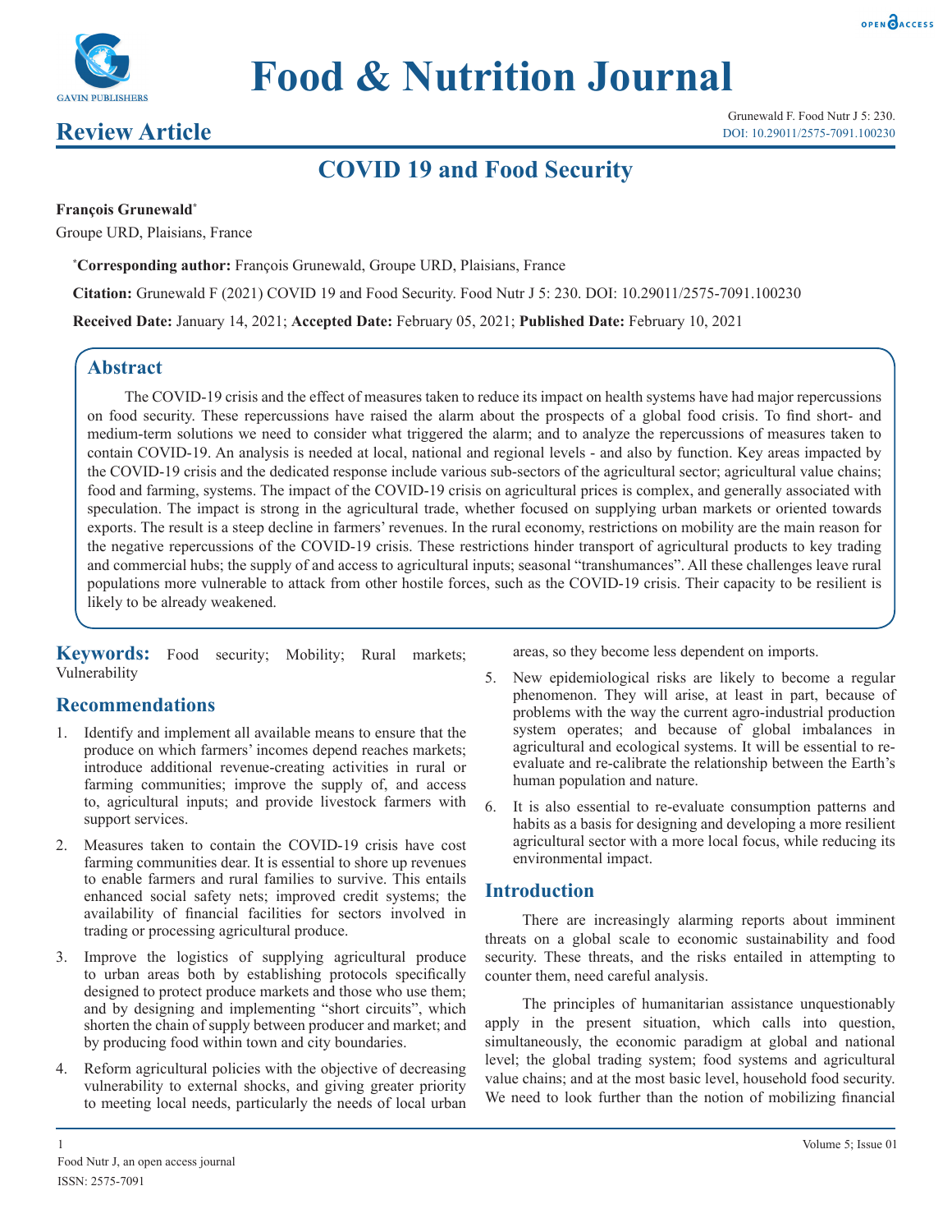# Food & Nutrition Journal

## Review Article

# COVID 19 and Food Security

**François Grunewald**[*]

Groupe URD, Plaisians, France

[*]**Corresponding author:** François Grunewald, Groupe URD, Plaisians, France

**Citation:** Grunewald F (2021) COVID 19 and Food Security. Food Nutr J 5: 230. DOI: 10.29011/2575-7091.100230

**Received Date:** January 14, 2021; **Accepted Date:** February 05, 2021; **Published Date:** February 10, 2021

## Abstract

The COVID-19 crisis and the effect of measures taken to reduce its impact on health systems have had major repercussions on food security. These repercussions have raised the alarm about the prospects of a global food crisis. To find short- and medium-term solutions we need to consider what triggered the alarm; and to analyze the repercussions of measures taken to contain COVID-19. An analysis is needed at local, national and regional levels - and also by function. Key areas impacted by the COVID-19 crisis and the dedicated response include various sub-sectors of the agricultural sector; agricultural value chains; food and farming, systems. The impact of the COVID-19 crisis on agricultural prices is complex, and generally associated with speculation. The impact is strong in the agricultural trade, whether focused on supplying urban markets or oriented towards exports. The result is a steep decline in farmers' revenues. In the rural economy, restrictions on mobility are the main reason for the negative repercussions of the COVID-19 crisis. These restrictions hinder transport of agricultural products to key trading and commercial hubs; the supply of and access to agricultural inputs; seasonal "transhumances". All these challenges leave rural populations more vulnerable to attack from other hostile forces, such as the COVID-19 crisis. Their capacity to be resilient is likely to be already weakened.

**Keywords:** Food security; Mobility; Rural markets; Vulnerability

## Recommendations

1. Identify and implement all available means to ensure that the produce on which farmers' incomes depend reaches markets; introduce additional revenue-creating activities in rural or farming communities; improve the supply of, and access to, agricultural inputs; and provide livestock farmers with support services.
2. Measures taken to contain the COVID-19 crisis have cost farming communities dear. It is essential to shore up revenues to enable farmers and rural families to survive. This entails enhanced social safety nets; improved credit systems; the availability of financial facilities for sectors involved in trading or processing agricultural produce.
3. Improve the logistics of supplying agricultural produce to urban areas both by establishing protocols specifically designed to protect produce markets and those who use them; and by designing and implementing "short circuits", which shorten the chain of supply between producer and market; and by producing food within town and city boundaries.
4. Reform agricultural policies with the objective of decreasing vulnerability to external shocks, and giving greater priority to meeting local needs, particularly the needs of local urban areas, so they become less dependent on imports.
5. New epidemiological risks are likely to become a regular phenomenon. They will arise, at least in part, because of problems with the way the current agro-industrial production system operates; and because of global imbalances in agricultural and ecological systems. It will be essential to re-evaluate and re-calibrate the relationship between the Earth's human population and nature.
6. It is also essential to re-evaluate consumption patterns and habits as a basis for designing and developing a more resilient agricultural sector with a more local focus, while reducing its environmental impact.

## Introduction

There are increasingly alarming reports about imminent threats on a global scale to economic sustainability and food security. These threats, and the risks entailed in attempting to counter them, need careful analysis.

The principles of humanitarian assistance unquestionably apply in the present situation, which calls into question, simultaneously, the economic paradigm at global and national level; the global trading system; food systems and agricultural value chains; and at the most basic level, household food security. We need to look further than the notion of mobilizing financial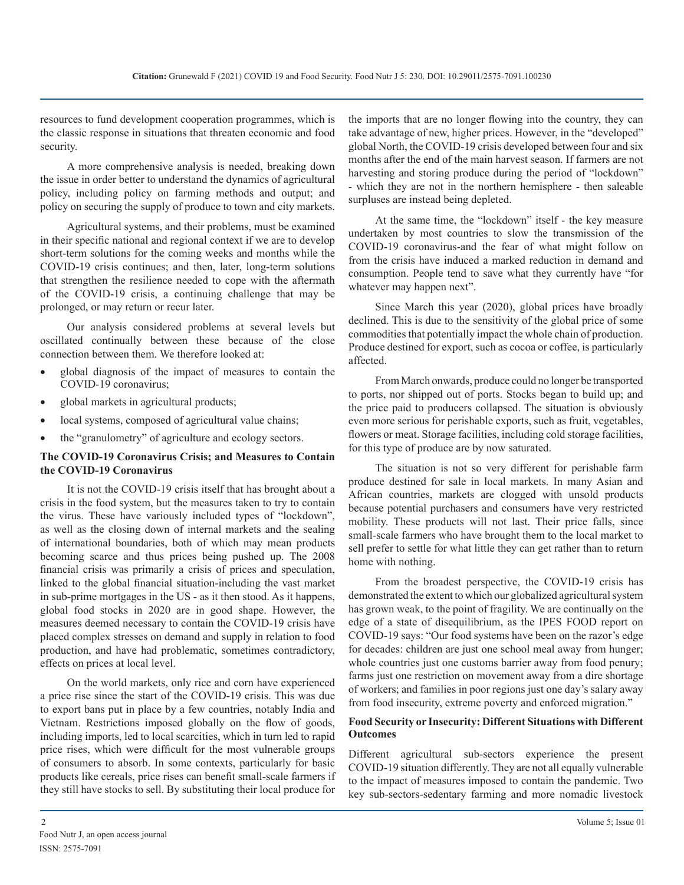resources to fund development cooperation programmes, which is the classic response in situations that threaten economic and food security.

A more comprehensive analysis is needed, breaking down the issue in order better to understand the dynamics of agricultural policy, including policy on farming methods and output; and policy on securing the supply of produce to town and city markets.

Agricultural systems, and their problems, must be examined in their specific national and regional context if we are to develop short-term solutions for the coming weeks and months while the COVID-19 crisis continues; and then, later, long-term solutions that strengthen the resilience needed to cope with the aftermath of the COVID-19 crisis, a continuing challenge that may be prolonged, or may return or recur later.

Our analysis considered problems at several levels but oscillated continually between these because of the close connection between them. We therefore looked at:

- global diagnosis of the impact of measures to contain the COVID-19 coronavirus;
- global markets in agricultural products;
- local systems, composed of agricultural value chains;
- the "granulometry" of agriculture and ecology sectors.

## The COVID-19 Coronavirus Crisis; and Measures to Contain the COVID-19 Coronavirus

It is not the COVID-19 crisis itself that has brought about a crisis in the food system, but the measures taken to try to contain the virus. These have variously included types of "lockdown", as well as the closing down of internal markets and the sealing of international boundaries, both of which may mean products becoming scarce and thus prices being pushed up. The 2008 financial crisis was primarily a crisis of prices and speculation, linked to the global financial situation-including the vast market in sub-prime mortgages in the US - as it then stood. As it happens, global food stocks in 2020 are in good shape. However, the measures deemed necessary to contain the COVID-19 crisis have placed complex stresses on demand and supply in relation to food production, and have had problematic, sometimes contradictory, effects on prices at local level.

On the world markets, only rice and corn have experienced a price rise since the start of the COVID-19 crisis. This was due to export bans put in place by a few countries, notably India and Vietnam. Restrictions imposed globally on the flow of goods, including imports, led to local scarcities, which in turn led to rapid price rises, which were difficult for the most vulnerable groups of consumers to absorb. In some contexts, particularly for basic products like cereals, price rises can benefit small-scale farmers if they still have stocks to sell. By substituting their local produce for the imports that are no longer flowing into the country, they can take advantage of new, higher prices. However, in the "developed" global North, the COVID-19 crisis developed between four and six months after the end of the main harvest season. If farmers are not harvesting and storing produce during the period of "lockdown" - which they are not in the northern hemisphere - then saleable surpluses are instead being depleted.

At the same time, the "lockdown" itself - the key measure undertaken by most countries to slow the transmission of the COVID-19 coronavirus-and the fear of what might follow on from the crisis have induced a marked reduction in demand and consumption. People tend to save what they currently have "for whatever may happen next".

Since March this year (2020), global prices have broadly declined. This is due to the sensitivity of the global price of some commodities that potentially impact the whole chain of production. Produce destined for export, such as cocoa or coffee, is particularly affected.

From March onwards, produce could no longer be transported to ports, nor shipped out of ports. Stocks began to build up; and the price paid to producers collapsed. The situation is obviously even more serious for perishable exports, such as fruit, vegetables, flowers or meat. Storage facilities, including cold storage facilities, for this type of produce are by now saturated.

The situation is not so very different for perishable farm produce destined for sale in local markets. In many Asian and African countries, markets are clogged with unsold products because potential purchasers and consumers have very restricted mobility. These products will not last. Their price falls, since small-scale farmers who have brought them to the local market to sell prefer to settle for what little they can get rather than to return home with nothing.

From the broadest perspective, the COVID-19 crisis has demonstrated the extent to which our globalized agricultural system has grown weak, to the point of fragility. We are continually on the edge of a state of disequilibrium, as the IPES FOOD report on COVID-19 says: "Our food systems have been on the razor's edge for decades: children are just one school meal away from hunger; whole countries just one customs barrier away from food penury; farms just one restriction on movement away from a dire shortage of workers; and families in poor regions just one day's salary away from food insecurity, extreme poverty and enforced migration."

## Food Security or Insecurity: Different Situations with Different Outcomes

Different agricultural sub-sectors experience the present COVID-19 situation differently. They are not all equally vulnerable to the impact of measures imposed to contain the pandemic. Two key sub-sectors-sedentary farming and more nomadic livestock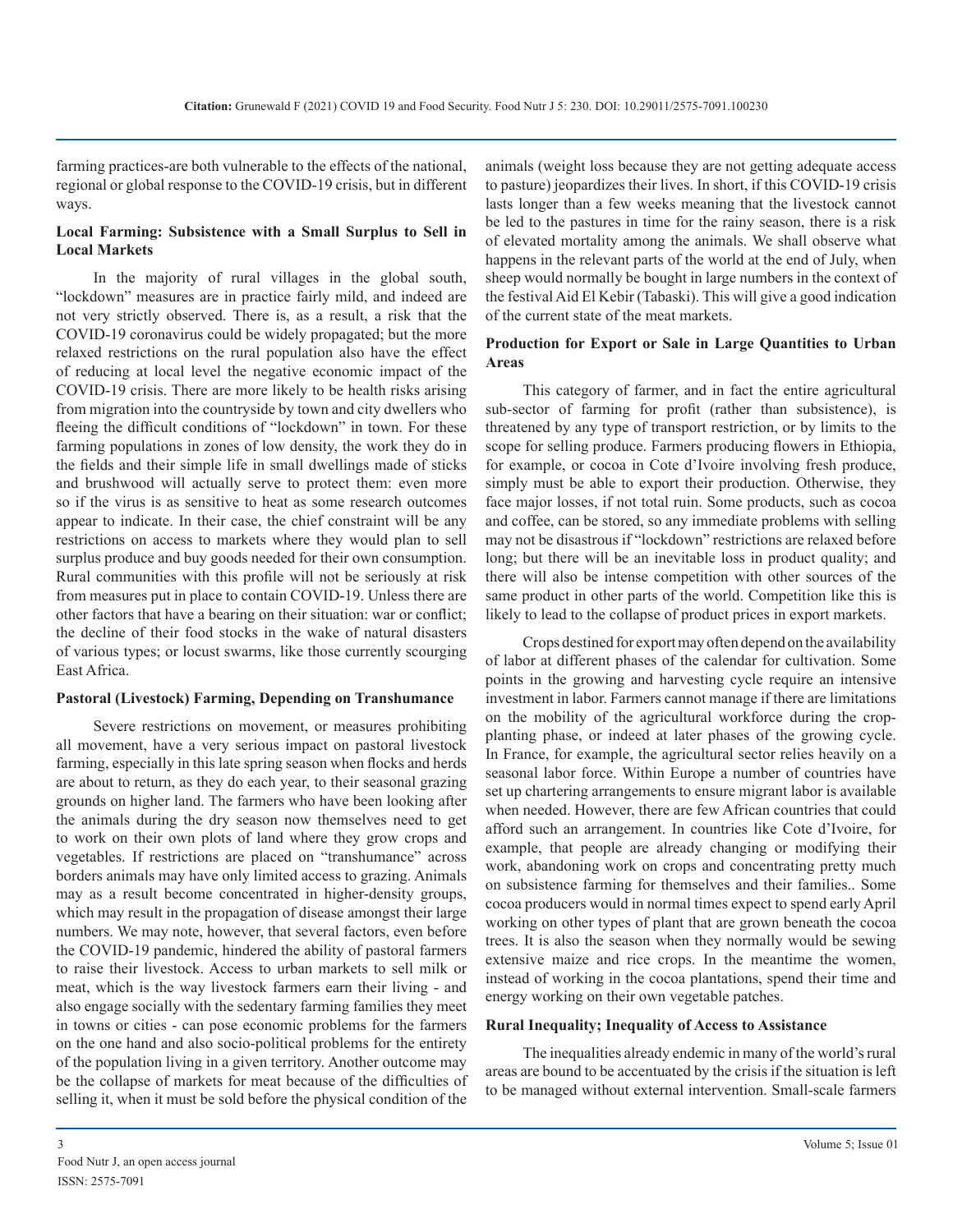farming practices-are both vulnerable to the effects of the national, regional or global response to the COVID-19 crisis, but in different ways.

### Local Farming: Subsistence with a Small Surplus to Sell in Local Markets

In the majority of rural villages in the global south, "lockdown" measures are in practice fairly mild, and indeed are not very strictly observed. There is, as a result, a risk that the COVID-19 coronavirus could be widely propagated; but the more relaxed restrictions on the rural population also have the effect of reducing at local level the negative economic impact of the COVID-19 crisis. There are more likely to be health risks arising from migration into the countryside by town and city dwellers who fleeing the difficult conditions of "lockdown" in town. For these farming populations in zones of low density, the work they do in the fields and their simple life in small dwellings made of sticks and brushwood will actually serve to protect them: even more so if the virus is as sensitive to heat as some research outcomes appear to indicate. In their case, the chief constraint will be any restrictions on access to markets where they would plan to sell surplus produce and buy goods needed for their own consumption. Rural communities with this profile will not be seriously at risk from measures put in place to contain COVID-19. Unless there are other factors that have a bearing on their situation: war or conflict; the decline of their food stocks in the wake of natural disasters of various types; or locust swarms, like those currently scourging East Africa.

### Pastoral (Livestock) Farming, Depending on Transhumance

Severe restrictions on movement, or measures prohibiting all movement, have a very serious impact on pastoral livestock farming, especially in this late spring season when flocks and herds are about to return, as they do each year, to their seasonal grazing grounds on higher land. The farmers who have been looking after the animals during the dry season now themselves need to get to work on their own plots of land where they grow crops and vegetables. If restrictions are placed on "transhumance" across borders animals may have only limited access to grazing. Animals may as a result become concentrated in higher-density groups, which may result in the propagation of disease amongst their large numbers. We may note, however, that several factors, even before the COVID-19 pandemic, hindered the ability of pastoral farmers to raise their livestock. Access to urban markets to sell milk or meat, which is the way livestock farmers earn their living - and also engage socially with the sedentary farming families they meet in towns or cities - can pose economic problems for the farmers on the one hand and also socio-political problems for the entirety of the population living in a given territory. Another outcome may be the collapse of markets for meat because of the difficulties of selling it, when it must be sold before the physical condition of the animals (weight loss because they are not getting adequate access to pasture) jeopardizes their lives. In short, if this COVID-19 crisis lasts longer than a few weeks meaning that the livestock cannot be led to the pastures in time for the rainy season, there is a risk of elevated mortality among the animals. We shall observe what happens in the relevant parts of the world at the end of July, when sheep would normally be bought in large numbers in the context of the festival Aid El Kebir (Tabaski). This will give a good indication of the current state of the meat markets.

### Production for Export or Sale in Large Quantities to Urban Areas

This category of farmer, and in fact the entire agricultural sub-sector of farming for profit (rather than subsistence), is threatened by any type of transport restriction, or by limits to the scope for selling produce. Farmers producing flowers in Ethiopia, for example, or cocoa in Cote d'Ivoire involving fresh produce, simply must be able to export their production. Otherwise, they face major losses, if not total ruin. Some products, such as cocoa and coffee, can be stored, so any immediate problems with selling may not be disastrous if "lockdown" restrictions are relaxed before long; but there will be an inevitable loss in product quality; and there will also be intense competition with other sources of the same product in other parts of the world. Competition like this is likely to lead to the collapse of product prices in export markets.

Crops destined for export may often depend on the availability of labor at different phases of the calendar for cultivation. Some points in the growing and harvesting cycle require an intensive investment in labor. Farmers cannot manage if there are limitations on the mobility of the agricultural workforce during the crop-planting phase, or indeed at later phases of the growing cycle. In France, for example, the agricultural sector relies heavily on a seasonal labor force. Within Europe a number of countries have set up chartering arrangements to ensure migrant labor is available when needed. However, there are few African countries that could afford such an arrangement. In countries like Cote d'Ivoire, for example, that people are already changing or modifying their work, abandoning work on crops and concentrating pretty much on subsistence farming for themselves and their families.. Some cocoa producers would in normal times expect to spend early April working on other types of plant that are grown beneath the cocoa trees. It is also the season when they normally would be sewing extensive maize and rice crops. In the meantime the women, instead of working in the cocoa plantations, spend their time and energy working on their own vegetable patches.

### Rural Inequality; Inequality of Access to Assistance

The inequalities already endemic in many of the world's rural areas are bound to be accentuated by the crisis if the situation is left to be managed without external intervention. Small-scale farmers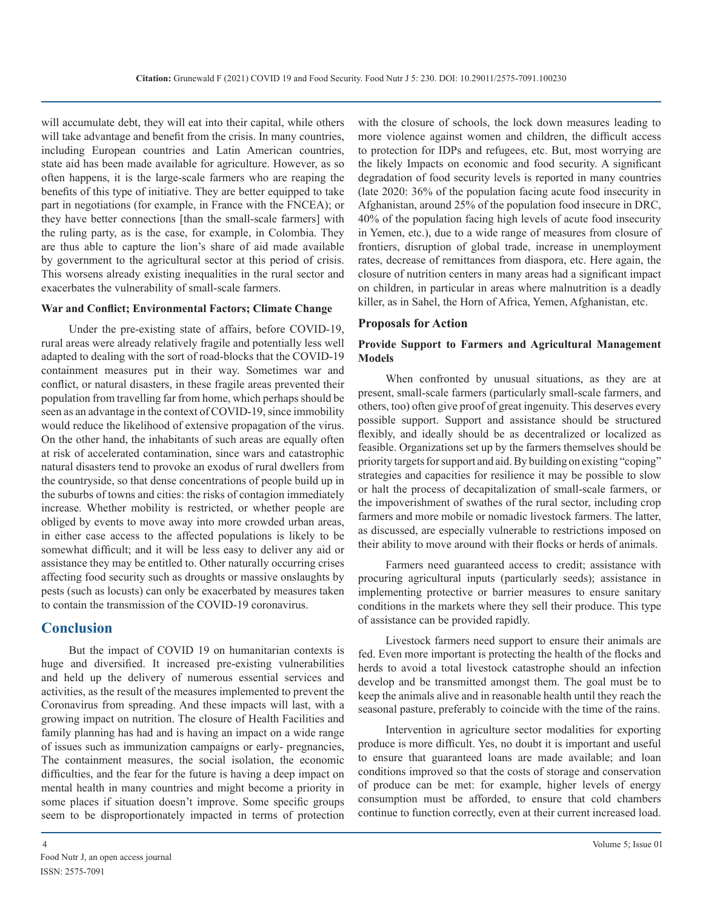will accumulate debt, they will eat into their capital, while others will take advantage and benefit from the crisis. In many countries, including European countries and Latin American countries, state aid has been made available for agriculture. However, as so often happens, it is the large-scale farmers who are reaping the benefits of this type of initiative. They are better equipped to take part in negotiations (for example, in France with the FNCEA); or they have better connections [than the small-scale farmers] with the ruling party, as is the case, for example, in Colombia. They are thus able to capture the lion's share of aid made available by government to the agricultural sector at this period of crisis. This worsens already existing inequalities in the rural sector and exacerbates the vulnerability of small-scale farmers.

**War and Conflict; Environmental Factors; Climate Change**

Under the pre-existing state of affairs, before COVID-19, rural areas were already relatively fragile and potentially less well adapted to dealing with the sort of road-blocks that the COVID-19 containment measures put in their way. Sometimes war and conflict, or natural disasters, in these fragile areas prevented their population from travelling far from home, which perhaps should be seen as an advantage in the context of COVID-19, since immobility would reduce the likelihood of extensive propagation of the virus. On the other hand, the inhabitants of such areas are equally often at risk of accelerated contamination, since wars and catastrophic natural disasters tend to provoke an exodus of rural dwellers from the countryside, so that dense concentrations of people build up in the suburbs of towns and cities: the risks of contagion immediately increase. Whether mobility is restricted, or whether people are obliged by events to move away into more crowded urban areas, in either case access to the affected populations is likely to be somewhat difficult; and it will be less easy to deliver any aid or assistance they may be entitled to. Other naturally occurring crises affecting food security such as droughts or massive onslaughts by pests (such as locusts) can only be exacerbated by measures taken to contain the transmission of the COVID-19 coronavirus.

## Conclusion

But the impact of COVID 19 on humanitarian contexts is huge and diversified. It increased pre-existing vulnerabilities and held up the delivery of numerous essential services and activities, as the result of the measures implemented to prevent the Coronavirus from spreading. And these impacts will last, with a growing impact on nutrition. The closure of Health Facilities and family planning has had and is having an impact on a wide range of issues such as immunization campaigns or early- pregnancies, The containment measures, the social isolation, the economic difficulties, and the fear for the future is having a deep impact on mental health in many countries and might become a priority in some places if situation doesn't improve. Some specific groups seem to be disproportionately impacted in terms of protection with the closure of schools, the lock down measures leading to more violence against women and children, the difficult access to protection for IDPs and refugees, etc. But, most worrying are the likely Impacts on economic and food security. A significant degradation of food security levels is reported in many countries (late 2020: 36% of the population facing acute food insecurity in Afghanistan, around 25% of the population food insecure in DRC, 40% of the population facing high levels of acute food insecurity in Yemen, etc.), due to a wide range of measures from closure of frontiers, disruption of global trade, increase in unemployment rates, decrease of remittances from diaspora, etc. Here again, the closure of nutrition centers in many areas had a significant impact on children, in particular in areas where malnutrition is a deadly killer, as in Sahel, the Horn of Africa, Yemen, Afghanistan, etc.

### Proposals for Action

**Provide Support to Farmers and Agricultural Management Models**

When confronted by unusual situations, as they are at present, small-scale farmers (particularly small-scale farmers, and others, too) often give proof of great ingenuity. This deserves every possible support. Support and assistance should be structured flexibly, and ideally should be as decentralized or localized as feasible. Organizations set up by the farmers themselves should be priority targets for support and aid. By building on existing "coping" strategies and capacities for resilience it may be possible to slow or halt the process of decapitalization of small-scale farmers, or the impoverishment of swathes of the rural sector, including crop farmers and more mobile or nomadic livestock farmers. The latter, as discussed, are especially vulnerable to restrictions imposed on their ability to move around with their flocks or herds of animals.

Farmers need guaranteed access to credit; assistance with procuring agricultural inputs (particularly seeds); assistance in implementing protective or barrier measures to ensure sanitary conditions in the markets where they sell their produce. This type of assistance can be provided rapidly.

Livestock farmers need support to ensure their animals are fed. Even more important is protecting the health of the flocks and herds to avoid a total livestock catastrophe should an infection develop and be transmitted amongst them. The goal must be to keep the animals alive and in reasonable health until they reach the seasonal pasture, preferably to coincide with the time of the rains.

Intervention in agriculture sector modalities for exporting produce is more difficult. Yes, no doubt it is important and useful to ensure that guaranteed loans are made available; and loan conditions improved so that the costs of storage and conservation of produce can be met: for example, higher levels of energy consumption must be afforded, to ensure that cold chambers continue to function correctly, even at their current increased load.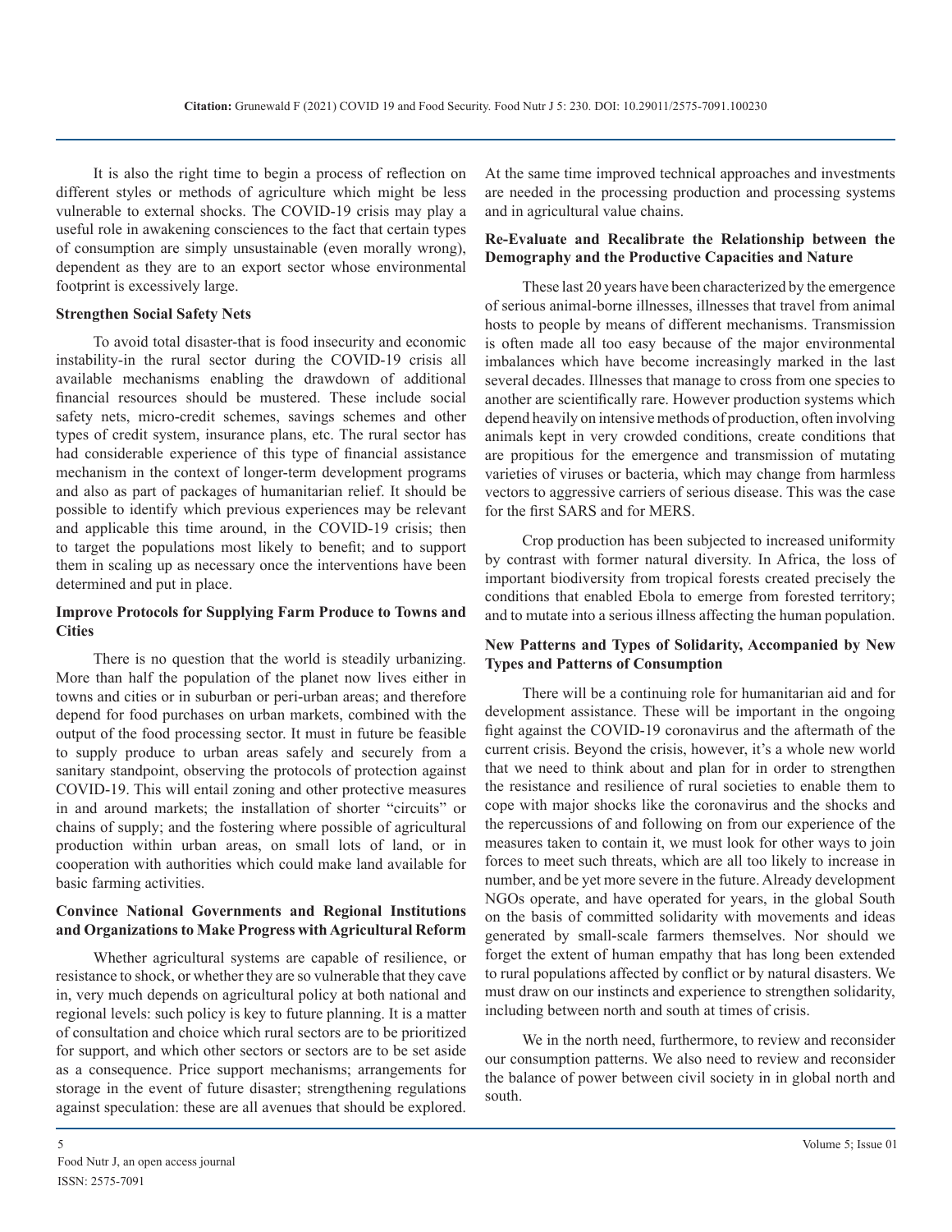It is also the right time to begin a process of reflection on different styles or methods of agriculture which might be less vulnerable to external shocks. The COVID-19 crisis may play a useful role in awakening consciences to the fact that certain types of consumption are simply unsustainable (even morally wrong), dependent as they are to an export sector whose environmental footprint is excessively large.

**Strengthen Social Safety Nets**

To avoid total disaster-that is food insecurity and economic instability-in the rural sector during the COVID-19 crisis all available mechanisms enabling the drawdown of additional financial resources should be mustered. These include social safety nets, micro-credit schemes, savings schemes and other types of credit system, insurance plans, etc. The rural sector has had considerable experience of this type of financial assistance mechanism in the context of longer-term development programs and also as part of packages of humanitarian relief. It should be possible to identify which previous experiences may be relevant and applicable this time around, in the COVID-19 crisis; then to target the populations most likely to benefit; and to support them in scaling up as necessary once the interventions have been determined and put in place.

**Improve Protocols for Supplying Farm Produce to Towns and Cities**

There is no question that the world is steadily urbanizing. More than half the population of the planet now lives either in towns and cities or in suburban or peri-urban areas; and therefore depend for food purchases on urban markets, combined with the output of the food processing sector. It must in future be feasible to supply produce to urban areas safely and securely from a sanitary standpoint, observing the protocols of protection against COVID-19. This will entail zoning and other protective measures in and around markets; the installation of shorter "circuits" or chains of supply; and the fostering where possible of agricultural production within urban areas, on small lots of land, or in cooperation with authorities which could make land available for basic farming activities.

**Convince National Governments and Regional Institutions and Organizations to Make Progress with Agricultural Reform**

Whether agricultural systems are capable of resilience, or resistance to shock, or whether they are so vulnerable that they cave in, very much depends on agricultural policy at both national and regional levels: such policy is key to future planning. It is a matter of consultation and choice which rural sectors are to be prioritized for support, and which other sectors or sectors are to be set aside as a consequence. Price support mechanisms; arrangements for storage in the event of future disaster; strengthening regulations against speculation: these are all avenues that should be explored. At the same time improved technical approaches and investments are needed in the processing production and processing systems and in agricultural value chains.

**Re-Evaluate and Recalibrate the Relationship between the Demography and the Productive Capacities and Nature**

These last 20 years have been characterized by the emergence of serious animal-borne illnesses, illnesses that travel from animal hosts to people by means of different mechanisms. Transmission is often made all too easy because of the major environmental imbalances which have become increasingly marked in the last several decades. Illnesses that manage to cross from one species to another are scientifically rare. However production systems which depend heavily on intensive methods of production, often involving animals kept in very crowded conditions, create conditions that are propitious for the emergence and transmission of mutating varieties of viruses or bacteria, which may change from harmless vectors to aggressive carriers of serious disease. This was the case for the first SARS and for MERS.

Crop production has been subjected to increased uniformity by contrast with former natural diversity. In Africa, the loss of important biodiversity from tropical forests created precisely the conditions that enabled Ebola to emerge from forested territory; and to mutate into a serious illness affecting the human population.

**New Patterns and Types of Solidarity, Accompanied by New Types and Patterns of Consumption**

There will be a continuing role for humanitarian aid and for development assistance. These will be important in the ongoing fight against the COVID-19 coronavirus and the aftermath of the current crisis. Beyond the crisis, however, it's a whole new world that we need to think about and plan for in order to strengthen the resistance and resilience of rural societies to enable them to cope with major shocks like the coronavirus and the shocks and the repercussions of and following on from our experience of the measures taken to contain it, we must look for other ways to join forces to meet such threats, which are all too likely to increase in number, and be yet more severe in the future. Already development NGOs operate, and have operated for years, in the global South on the basis of committed solidarity with movements and ideas generated by small-scale farmers themselves. Nor should we forget the extent of human empathy that has long been extended to rural populations affected by conflict or by natural disasters. We must draw on our instincts and experience to strengthen solidarity, including between north and south at times of crisis.

We in the north need, furthermore, to review and reconsider our consumption patterns. We also need to review and reconsider the balance of power between civil society in in global north and south.